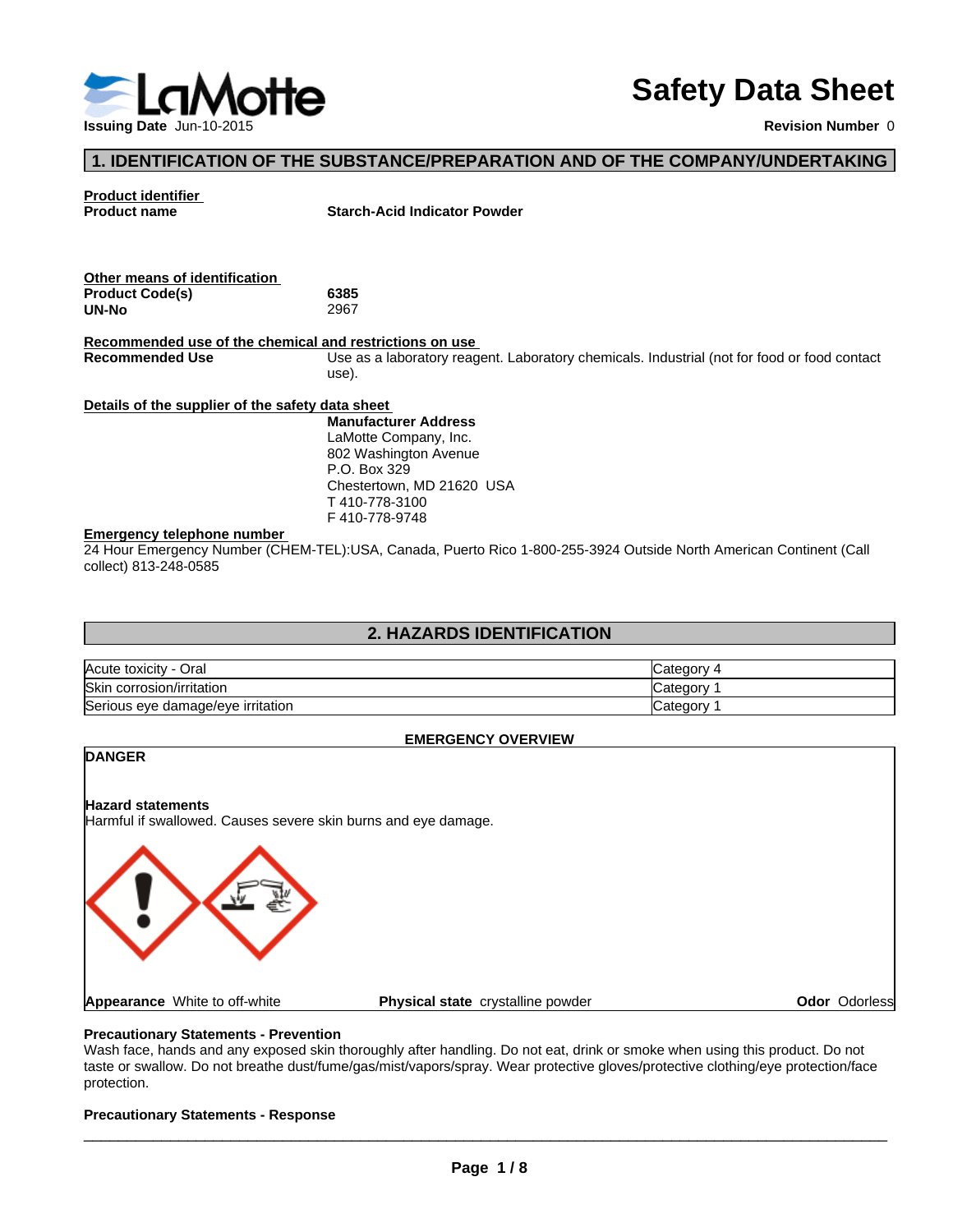LaMotte

**Issuing Date** Jun-10-2015

# Safety Data Sheet

**Revision Number** 0

## 1. IDENTIFICATION OF THE SUBSTANCE/PREPARATION AND OF THE COMPANY/UNDERTAKING

**Product identifier**

**Product name** **Starch-Acid Indicator Powder**

**Other means of identification**

**Product Code(s)** **6385**

**UN-No** 2967

**Recommended use of the chemical and restrictions on use**

**Recommended Use** Use as a laboratory reagent. Laboratory chemicals. Industrial (not for food or food contact use).

**Details of the supplier of the safety data sheet**

**Manufacturer Address**
LaMotte Company, Inc.
802 Washington Avenue
P.O. Box 329
Chestertown, MD 21620 USA
T 410-778-3100
F 410-778-9748

**Emergency telephone number**

24 Hour Emergency Number (CHEM-TEL):USA, Canada, Puerto Rico 1-800-255-3924 Outside North American Continent (Call collect) 813-248-0585

## 2. HAZARDS IDENTIFICATION

| Hazard | Category |
|---|---|
| Acute toxicity - Oral | Category 4 |
| Skin corrosion/irritation | Category 1 |
| Serious eye damage/eye irritation | Category 1 |

**EMERGENCY OVERVIEW**

**DANGER**

**Hazard statements**

Harmful if swallowed. Causes severe skin burns and eye damage.

**Appearance** White to off-white **Physical state** crystalline powder **Odor** Odorless

**Precautionary Statements - Prevention**

Wash face, hands and any exposed skin thoroughly after handling. Do not eat, drink or smoke when using this product. Do not taste or swallow. Do not breathe dust/fume/gas/mist/vapors/spray. Wear protective gloves/protective clothing/eye protection/face protection.

**Precautionary Statements - Response**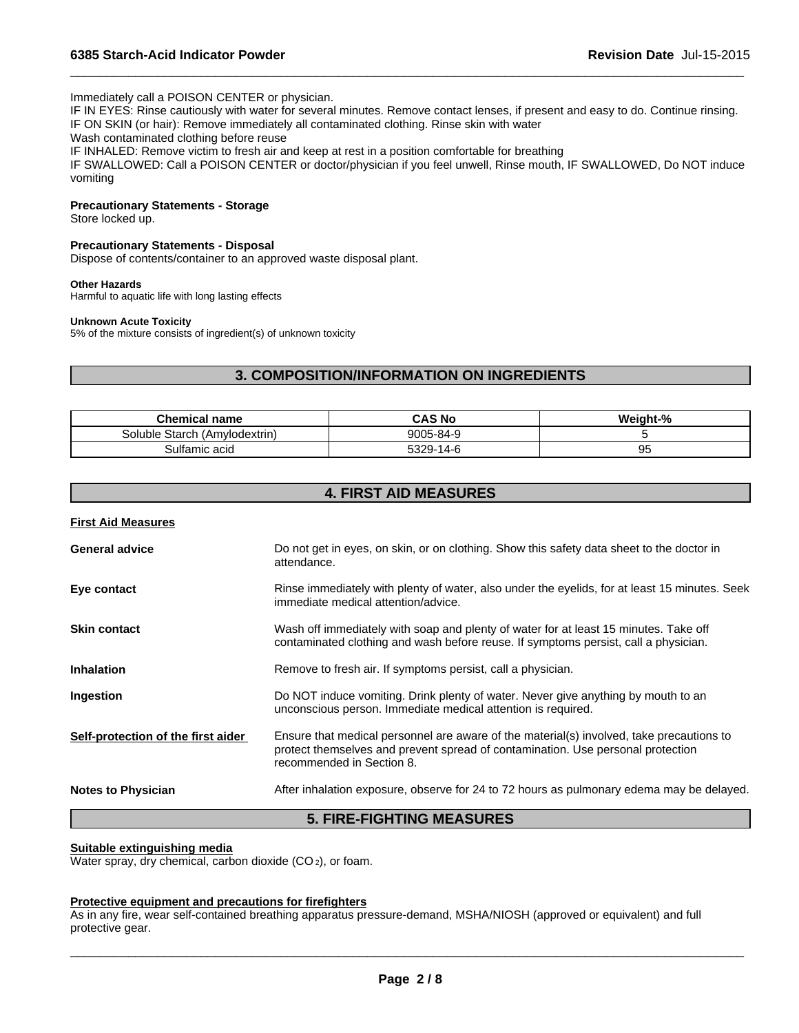Immediately call a POISON CENTER or physician.
IF IN EYES: Rinse cautiously with water for several minutes. Remove contact lenses, if present and easy to do. Continue rinsing.
IF ON SKIN (or hair): Remove immediately all contaminated clothing. Rinse skin with water
Wash contaminated clothing before reuse
IF INHALED: Remove victim to fresh air and keep at rest in a position comfortable for breathing
IF SWALLOWED: Call a POISON CENTER or doctor/physician if you feel unwell, Rinse mouth, IF SWALLOWED, Do NOT induce vomiting

**Precautionary Statements - Storage**
Store locked up.

**Precautionary Statements - Disposal**
Dispose of contents/container to an approved waste disposal plant.

**Other Hazards**
Harmful to aquatic life with long lasting effects

**Unknown Acute Toxicity**
5% of the mixture consists of ingredient(s) of unknown toxicity

## 3. COMPOSITION/INFORMATION ON INGREDIENTS

| Chemical name | CAS No | Weight-% |
|---|---|---|
| Soluble Starch (Amylodextrin) | 9005-84-9 | 5 |
| Sulfamic acid | 5329-14-6 | 95 |

## 4. FIRST AID MEASURES

**First Aid Measures**

**General advice**
Do not get in eyes, on skin, or on clothing. Show this safety data sheet to the doctor in attendance.

**Eye contact**
Rinse immediately with plenty of water, also under the eyelids, for at least 15 minutes. Seek immediate medical attention/advice.

**Skin contact**
Wash off immediately with soap and plenty of water for at least 15 minutes. Take off contaminated clothing and wash before reuse. If symptoms persist, call a physician.

**Inhalation**
Remove to fresh air. If symptoms persist, call a physician.

**Ingestion**
Do NOT induce vomiting. Drink plenty of water. Never give anything by mouth to an unconscious person. Immediate medical attention is required.

**Self-protection of the first aider**
Ensure that medical personnel are aware of the material(s) involved, take precautions to protect themselves and prevent spread of contamination. Use personal protection recommended in Section 8.

**Notes to Physician**
After inhalation exposure, observe for 24 to 72 hours as pulmonary edema may be delayed.

## 5. FIRE-FIGHTING MEASURES

**Suitable extinguishing media**
Water spray, dry chemical, carbon dioxide ($CO_2$), or foam.

**Protective equipment and precautions for firefighters**
As in any fire, wear self-contained breathing apparatus pressure-demand, MSHA/NIOSH (approved or equivalent) and full protective gear.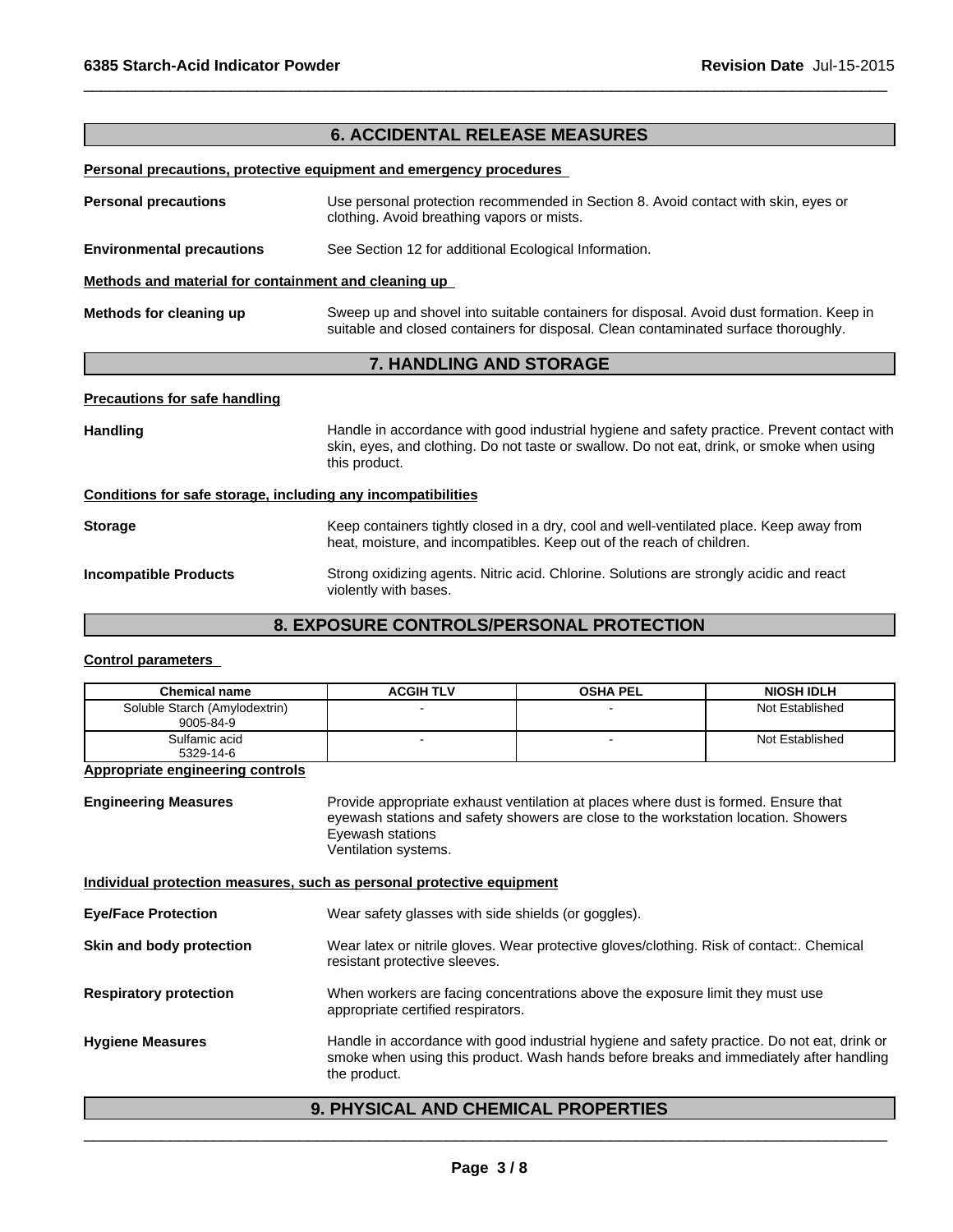## 6. ACCIDENTAL RELEASE MEASURES

**Personal precautions, protective equipment and emergency procedures**

**Personal precautions** — Use personal protection recommended in Section 8. Avoid contact with skin, eyes or clothing. Avoid breathing vapors or mists.

**Environmental precautions** — See Section 12 for additional Ecological Information.

**Methods and material for containment and cleaning up**

**Methods for cleaning up** — Sweep up and shovel into suitable containers for disposal. Avoid dust formation. Keep in suitable and closed containers for disposal. Clean contaminated surface thoroughly.

## 7. HANDLING AND STORAGE

**Precautions for safe handling**

**Handling** — Handle in accordance with good industrial hygiene and safety practice. Prevent contact with skin, eyes, and clothing. Do not taste or swallow. Do not eat, drink, or smoke when using this product.

**Conditions for safe storage, including any incompatibilities**

**Storage** — Keep containers tightly closed in a dry, cool and well-ventilated place. Keep away from heat, moisture, and incompatibles. Keep out of the reach of children.

**Incompatible Products** — Strong oxidizing agents. Nitric acid. Chlorine. Solutions are strongly acidic and react violently with bases.

## 8. EXPOSURE CONTROLS/PERSONAL PROTECTION

**Control parameters**

| Chemical name | ACGIH TLV | OSHA PEL | NIOSH IDLH |
|---|---|---|---|
| Soluble Starch (Amylodextrin) 9005-84-9 | - | - | Not Established |
| Sulfamic acid 5329-14-6 | - | - | Not Established |

**Appropriate engineering controls**

**Engineering Measures** — Provide appropriate exhaust ventilation at places where dust is formed. Ensure that eyewash stations and safety showers are close to the workstation location. Showers
Eyewash stations
Ventilation systems.

**Individual protection measures, such as personal protective equipment**

**Eye/Face Protection** — Wear safety glasses with side shields (or goggles).

**Skin and body protection** — Wear latex or nitrile gloves. Wear protective gloves/clothing. Risk of contact:. Chemical resistant protective sleeves.

**Respiratory protection** — When workers are facing concentrations above the exposure limit they must use appropriate certified respirators.

**Hygiene Measures** — Handle in accordance with good industrial hygiene and safety practice. Do not eat, drink or smoke when using this product. Wash hands before breaks and immediately after handling the product.

## 9. PHYSICAL AND CHEMICAL PROPERTIES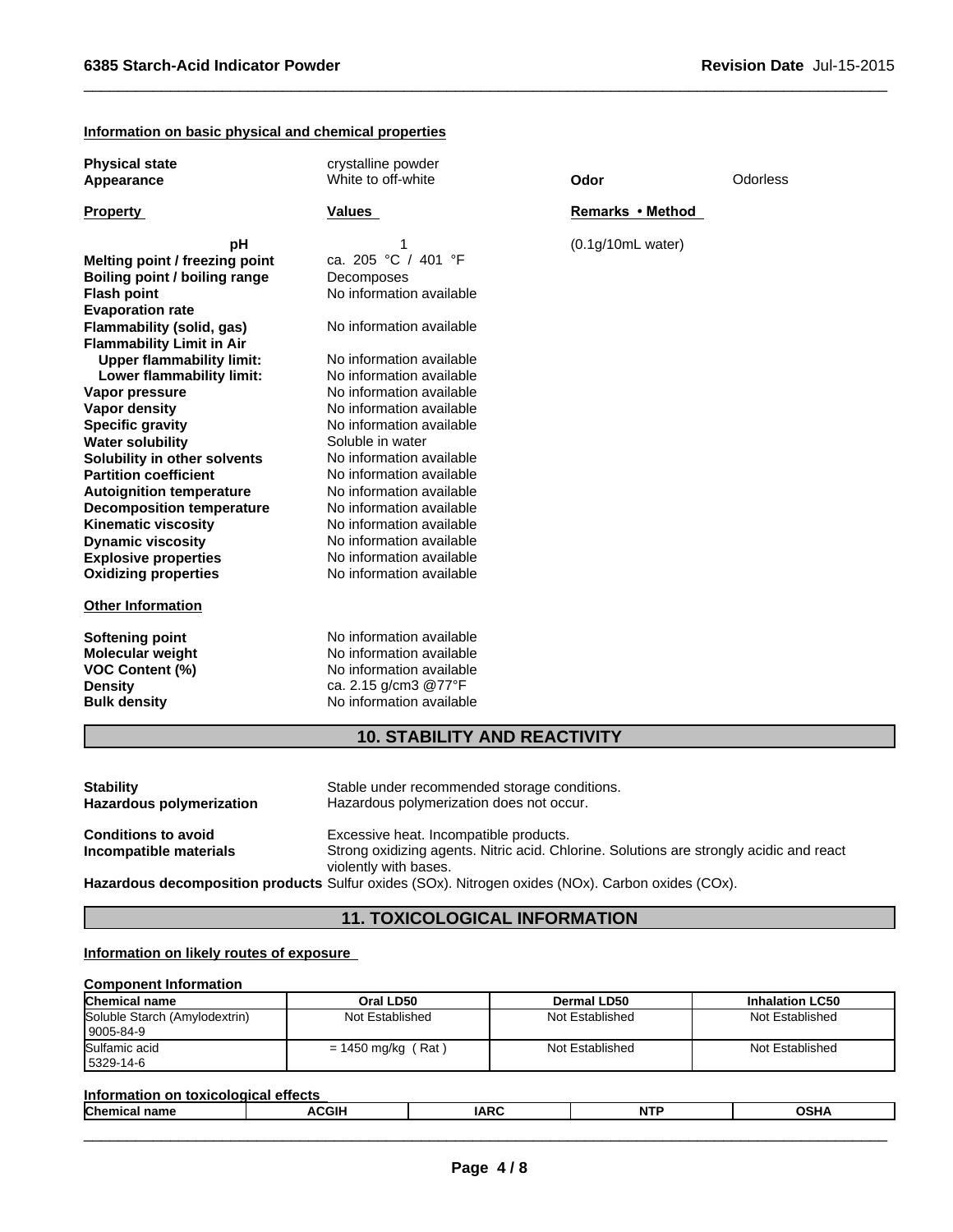### Information on basic physical and chemical properties

| | | | |
|---|---|---|---|
| **Physical state** | crystalline powder | | |
| **Appearance** | White to off-white | **Odor** | Odorless |

| **Property** | **Values** | **Remarks • Method** |
|---|---|---|
| **pH** | 1 | (0.1g/10mL water) |
| **Melting point / freezing point** | ca. 205 °C / 401 °F | |
| **Boiling point / boiling range** | Decomposes | |
| **Flash point** | No information available | |
| **Evaporation rate** | | |
| **Flammability (solid, gas)** | No information available | |
| **Flammability Limit in Air** | | |
| **Upper flammability limit:** | No information available | |
| **Lower flammability limit:** | No information available | |
| **Vapor pressure** | No information available | |
| **Vapor density** | No information available | |
| **Specific gravity** | No information available | |
| **Water solubility** | Soluble in water | |
| **Solubility in other solvents** | No information available | |
| **Partition coefficient** | No information available | |
| **Autoignition temperature** | No information available | |
| **Decomposition temperature** | No information available | |
| **Kinematic viscosity** | No information available | |
| **Dynamic viscosity** | No information available | |
| **Explosive properties** | No information available | |
| **Oxidizing properties** | No information available | |

**Other Information**

| | |
|---|---|
| **Softening point** | No information available |
| **Molecular weight** | No information available |
| **VOC Content (%)** | No information available |
| **Density** | ca. 2.15 g/cm3 @77°F |
| **Bulk density** | No information available |

## 10. STABILITY AND REACTIVITY

| | |
|---|---|
| **Stability** | Stable under recommended storage conditions. |
| **Hazardous polymerization** | Hazardous polymerization does not occur. |
| **Conditions to avoid** | Excessive heat. Incompatible products. |
| **Incompatible materials** | Strong oxidizing agents. Nitric acid. Chlorine. Solutions are strongly acidic and react violently with bases. |
| **Hazardous decomposition products** | Sulfur oxides (SOx). Nitrogen oxides (NOx). Carbon oxides (COx). |

## 11. TOXICOLOGICAL INFORMATION

### Information on likely routes of exposure

**Component Information**

| Chemical name | Oral LD50 | Dermal LD50 | Inhalation LC50 |
|---|---|---|---|
| Soluble Starch (Amylodextrin) 9005-84-9 | Not Established | Not Established | Not Established |
| Sulfamic acid 5329-14-6 | = 1450 mg/kg ( Rat ) | Not Established | Not Established |

**Information on toxicological effects**

| Chemical name | ACGIH | IARC | NTP | OSHA |
|---|---|---|---|---|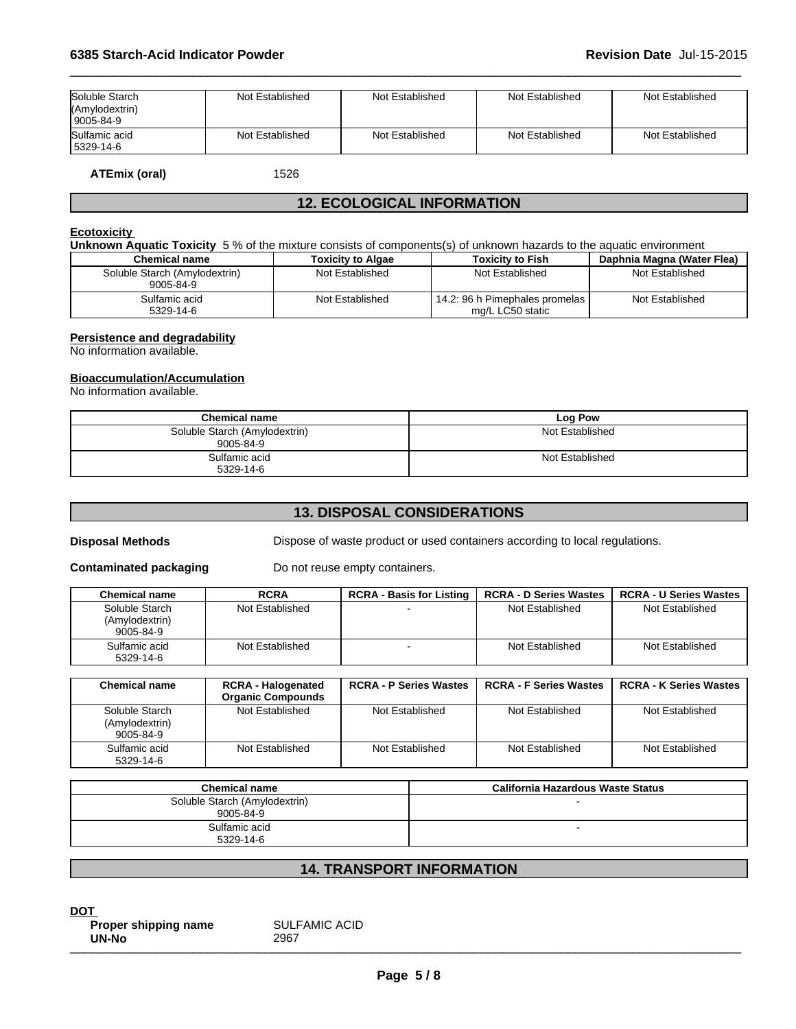| | | | | |
|---|---|---|---|---|
| Soluble Starch (Amylodextrin) 9005-84-9 | Not Established | Not Established | Not Established | Not Established |
| Sulfamic acid 5329-14-6 | Not Established | Not Established | Not Established | Not Established |

**ATEmix (oral)** 1526

## 12. ECOLOGICAL INFORMATION

**Ecotoxicity**

**Unknown Aquatic Toxicity** 5 % of the mixture consists of components(s) of unknown hazards to the aquatic environment

| Chemical name | Toxicity to Algae | Toxicity to Fish | Daphnia Magna (Water Flea) |
|---|---|---|---|
| Soluble Starch (Amylodextrin) 9005-84-9 | Not Established | Not Established | Not Established |
| Sulfamic acid 5329-14-6 | Not Established | 14.2: 96 h Pimephales promelas mg/L LC50 static | Not Established |

**Persistence and degradability**

No information available.

**Bioaccumulation/Accumulation**

No information available.

| Chemical name | Log Pow |
|---|---|
| Soluble Starch (Amylodextrin) 9005-84-9 | Not Established |
| Sulfamic acid 5329-14-6 | Not Established |

## 13. DISPOSAL CONSIDERATIONS

**Disposal Methods** Dispose of waste product or used containers according to local regulations.

**Contaminated packaging** Do not reuse empty containers.

| Chemical name | RCRA | RCRA - Basis for Listing | RCRA - D Series Wastes | RCRA - U Series Wastes |
|---|---|---|---|---|
| Soluble Starch (Amylodextrin) 9005-84-9 | Not Established | - | Not Established | Not Established |
| Sulfamic acid 5329-14-6 | Not Established | - | Not Established | Not Established |

| Chemical name | RCRA - Halogenated Organic Compounds | RCRA - P Series Wastes | RCRA - F Series Wastes | RCRA - K Series Wastes |
|---|---|---|---|---|
| Soluble Starch (Amylodextrin) 9005-84-9 | Not Established | Not Established | Not Established | Not Established |
| Sulfamic acid 5329-14-6 | Not Established | Not Established | Not Established | Not Established |

| Chemical name | California Hazardous Waste Status |
|---|---|
| Soluble Starch (Amylodextrin) 9005-84-9 | - |
| Sulfamic acid 5329-14-6 | - |

## 14. TRANSPORT INFORMATION

**DOT**

**Proper shipping name** SULFAMIC ACID
**UN-No** 2967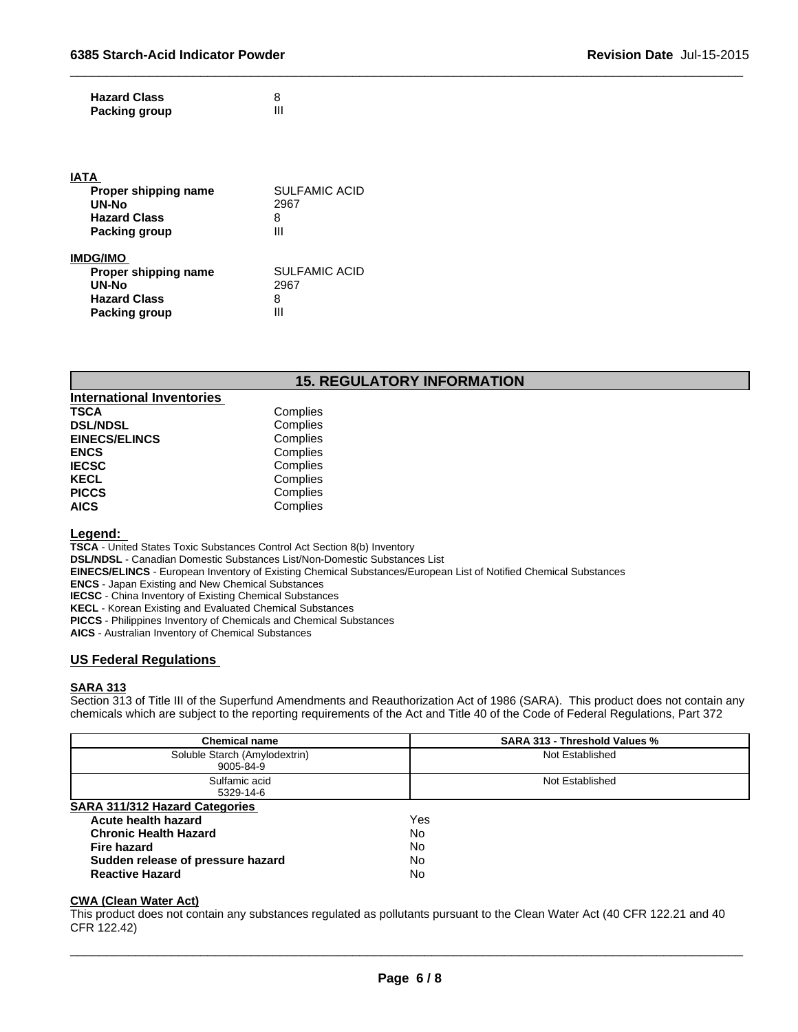| | |
|---|---|
| **Hazard Class** | 8 |
| **Packing group** | III |

**IATA**

| | |
|---|---|
| **Proper shipping name** | SULFAMIC ACID |
| **UN-No** | 2967 |
| **Hazard Class** | 8 |
| **Packing group** | III |

**IMDG/IMO**

| | |
|---|---|
| **Proper shipping name** | SULFAMIC ACID |
| **UN-No** | 2967 |
| **Hazard Class** | 8 |
| **Packing group** | III |

## 15. REGULATORY INFORMATION

**International Inventories**

| | |
|---|---|
| **TSCA** | Complies |
| **DSL/NDSL** | Complies |
| **EINECS/ELINCS** | Complies |
| **ENCS** | Complies |
| **IECSC** | Complies |
| **KECL** | Complies |
| **PICCS** | Complies |
| **AICS** | Complies |

**Legend:**

**TSCA** - United States Toxic Substances Control Act Section 8(b) Inventory
**DSL/NDSL** - Canadian Domestic Substances List/Non-Domestic Substances List
**EINECS/ELINCS** - European Inventory of Existing Chemical Substances/European List of Notified Chemical Substances
**ENCS** - Japan Existing and New Chemical Substances
**IECSC** - China Inventory of Existing Chemical Substances
**KECL** - Korean Existing and Evaluated Chemical Substances
**PICCS** - Philippines Inventory of Chemicals and Chemical Substances
**AICS** - Australian Inventory of Chemical Substances

### US Federal Regulations

**SARA 313**

Section 313 of Title III of the Superfund Amendments and Reauthorization Act of 1986 (SARA). This product does not contain any chemicals which are subject to the reporting requirements of the Act and Title 40 of the Code of Federal Regulations, Part 372

| Chemical name | SARA 313 - Threshold Values % |
|---|---|
| Soluble Starch (Amylodextrin) 9005-84-9 | Not Established |
| Sulfamic acid 5329-14-6 | Not Established |

**SARA 311/312 Hazard Categories**

| | |
|---|---|
| **Acute health hazard** | Yes |
| **Chronic Health Hazard** | No |
| **Fire hazard** | No |
| **Sudden release of pressure hazard** | No |
| **Reactive Hazard** | No |

**CWA (Clean Water Act)**

This product does not contain any substances regulated as pollutants pursuant to the Clean Water Act (40 CFR 122.21 and 40 CFR 122.42)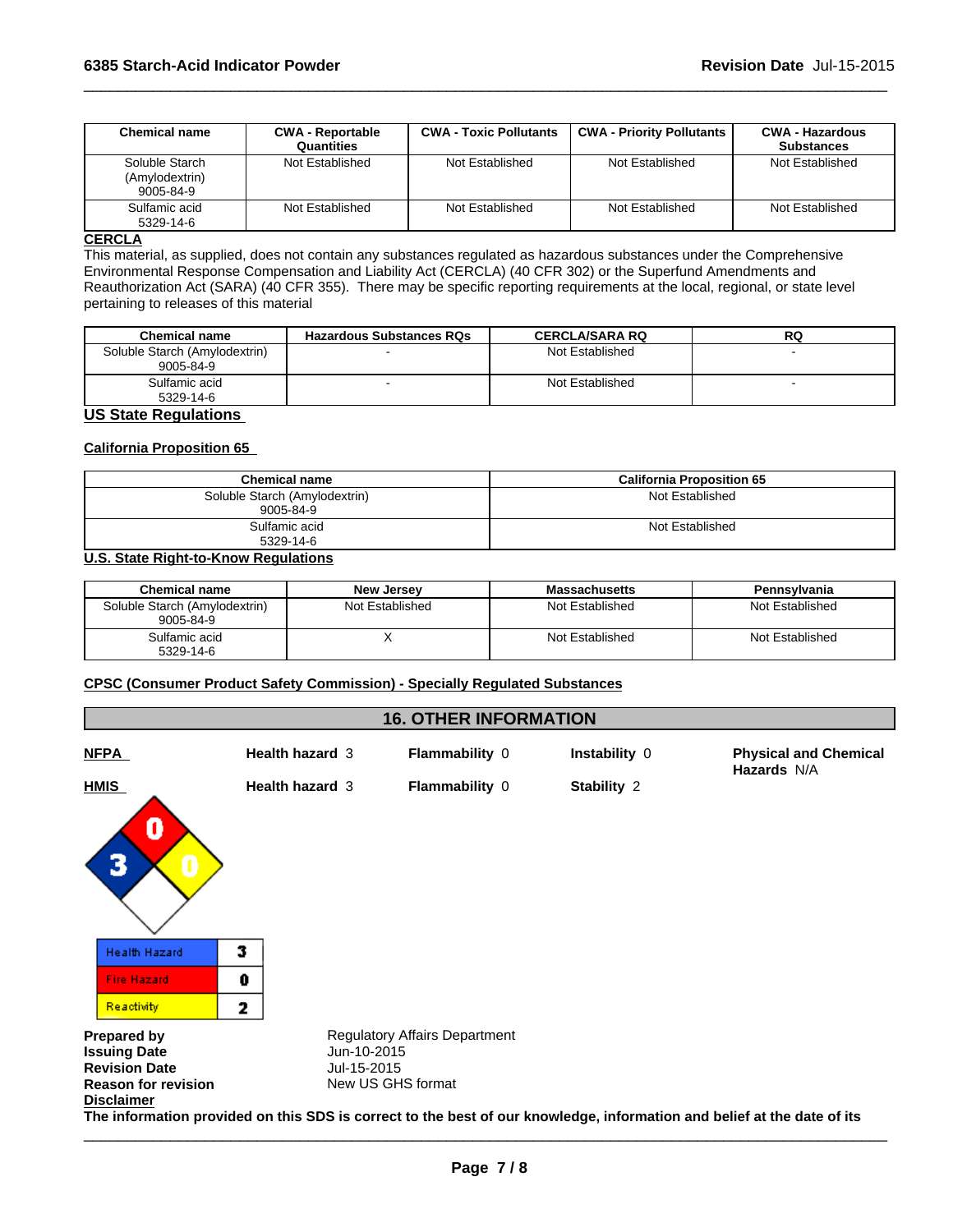| Chemical name | CWA - Reportable Quantities | CWA - Toxic Pollutants | CWA - Priority Pollutants | CWA - Hazardous Substances |
|---|---|---|---|---|
| Soluble Starch (Amylodextrin) 9005-84-9 | Not Established | Not Established | Not Established | Not Established |
| Sulfamic acid 5329-14-6 | Not Established | Not Established | Not Established | Not Established |

**CERCLA**

This material, as supplied, does not contain any substances regulated as hazardous substances under the Comprehensive Environmental Response Compensation and Liability Act (CERCLA) (40 CFR 302) or the Superfund Amendments and Reauthorization Act (SARA) (40 CFR 355). There may be specific reporting requirements at the local, regional, or state level pertaining to releases of this material

| Chemical name | Hazardous Substances RQs | CERCLA/SARA RQ | RQ |
|---|---|---|---|
| Soluble Starch (Amylodextrin) 9005-84-9 | - | Not Established | - |
| Sulfamic acid 5329-14-6 | - | Not Established | - |

## US State Regulations

**California Proposition 65**

| Chemical name | California Proposition 65 |
|---|---|
| Soluble Starch (Amylodextrin) 9005-84-9 | Not Established |
| Sulfamic acid 5329-14-6 | Not Established |

**U.S. State Right-to-Know Regulations**

| Chemical name | New Jersey | Massachusetts | Pennsylvania |
|---|---|---|---|
| Soluble Starch (Amylodextrin) 9005-84-9 | Not Established | Not Established | Not Established |
| Sulfamic acid 5329-14-6 | X | Not Established | Not Established |

**CPSC (Consumer Product Safety Commission) - Specially Regulated Substances**

## 16. OTHER INFORMATION

| | | | | |
|---|---|---|---|---|
| **NFPA** | **Health hazard** 3 | **Flammability** 0 | **Instability** 0 | **Physical and Chemical Hazards** N/A |
| **HMIS** | **Health hazard** 3 | **Flammability** 0 | **Stability** 2 | |

| Health Hazard | 3 |
|---|---|
| Fire Hazard | 0 |
| Reactivity | 2 |

**Prepared by** Regulatory Affairs Department
**Issuing Date** Jun-10-2015
**Revision Date** Jul-15-2015
**Reason for revision** New US GHS format

**Disclaimer**

**The information provided on this SDS is correct to the best of our knowledge, information and belief at the date of its**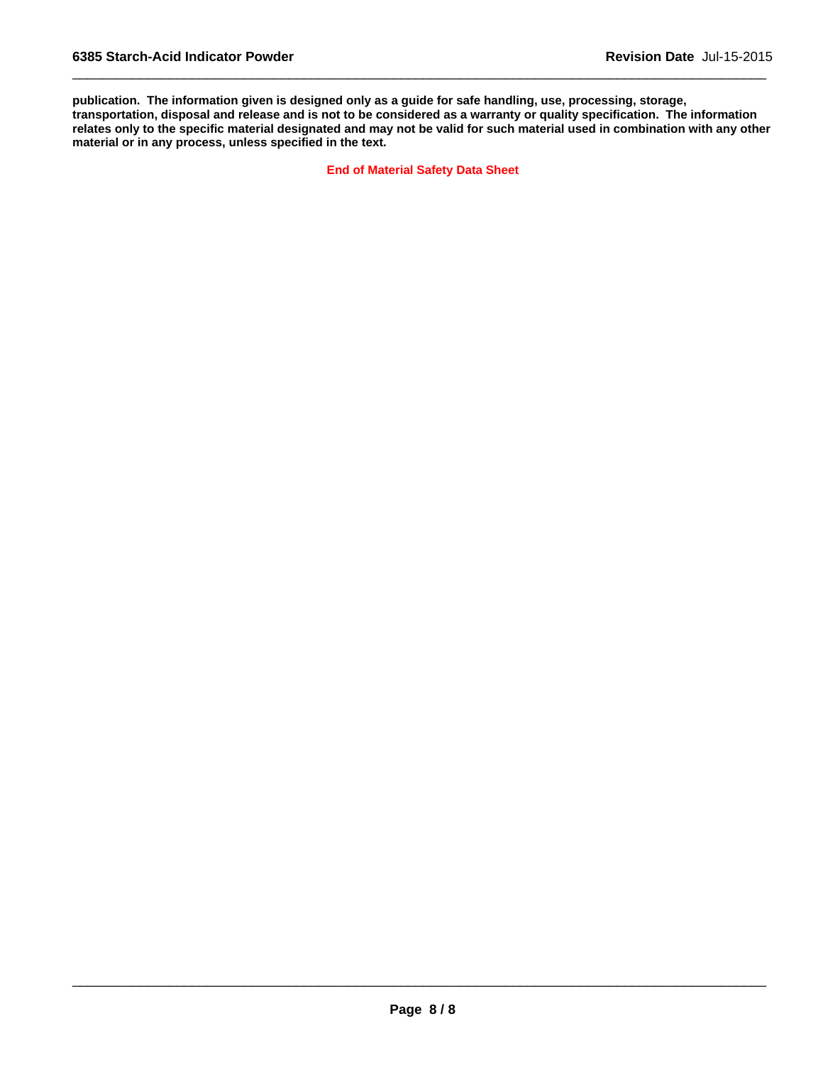**publication. The information given is designed only as a guide for safe handling, use, processing, storage, transportation, disposal and release and is not to be considered as a warranty or quality specification. The information relates only to the specific material designated and may not be valid for such material used in combination with any other material or in any process, unless specified in the text.**

**End of Material Safety Data Sheet**